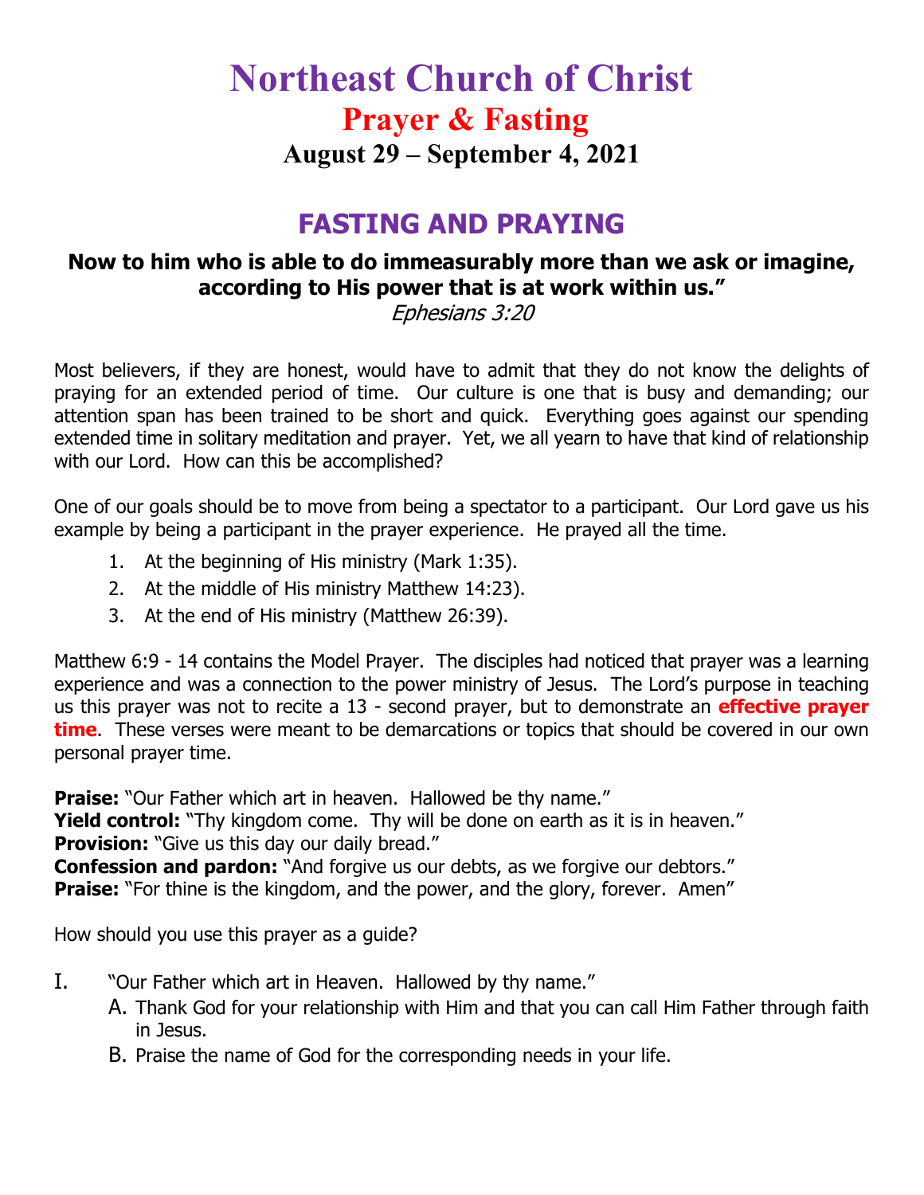# Northeast Church of Christ

## Prayer & Fasting

### August 29 – September 4, 2021

## FASTING AND PRAYING

**Now to him who is able to do immeasurably more than we ask or imagine, according to His power that is at work within us."**

*Ephesians 3:20*

Most believers, if they are honest, would have to admit that they do not know the delights of praying for an extended period of time. Our culture is one that is busy and demanding; our attention span has been trained to be short and quick. Everything goes against our spending extended time in solitary meditation and prayer. Yet, we all yearn to have that kind of relationship with our Lord. How can this be accomplished?

One of our goals should be to move from being a spectator to a participant. Our Lord gave us his example by being a participant in the prayer experience. He prayed all the time.

1. At the beginning of His ministry (Mark 1:35).
2. At the middle of His ministry Matthew 14:23).
3. At the end of His ministry (Matthew 26:39).

Matthew 6:9 - 14 contains the Model Prayer. The disciples had noticed that prayer was a learning experience and was a connection to the power ministry of Jesus. The Lord's purpose in teaching us this prayer was not to recite a 13 - second prayer, but to demonstrate an **effective prayer time**. These verses were meant to be demarcations or topics that should be covered in our own personal prayer time.

**Praise:** "Our Father which art in heaven. Hallowed be thy name."
**Yield control:** "Thy kingdom come. Thy will be done on earth as it is in heaven."
**Provision:** "Give us this day our daily bread."
**Confession and pardon:** "And forgive us our debts, as we forgive our debtors."
**Praise:** "For thine is the kingdom, and the power, and the glory, forever. Amen"

How should you use this prayer as a guide?

I. "Our Father which art in Heaven. Hallowed by thy name."
   - A. Thank God for your relationship with Him and that you can call Him Father through faith in Jesus.
   - B. Praise the name of God for the corresponding needs in your life.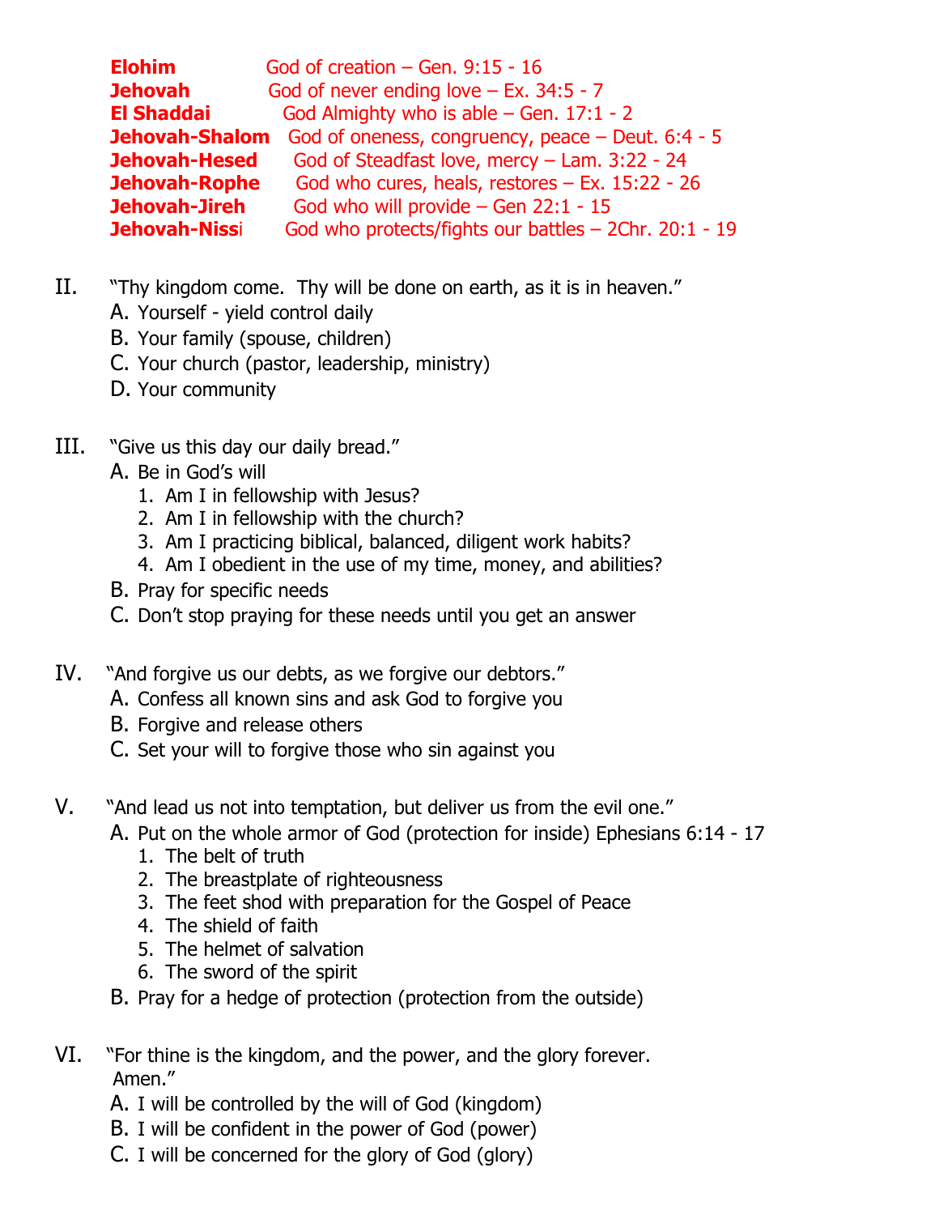**Elohim** God of creation – Gen. 9:15 - 16
**Jehovah** God of never ending love – Ex. 34:5 - 7
**El Shaddai** God Almighty who is able – Gen. 17:1 - 2
**Jehovah-Shalom** God of oneness, congruency, peace – Deut. 6:4 - 5
**Jehovah-Hesed** God of Steadfast love, mercy – Lam. 3:22 - 24
**Jehovah-Rophe** God who cures, heals, restores – Ex. 15:22 - 26
**Jehovah-Jireh** God who will provide – Gen 22:1 - 15
**Jehovah-Nissi** God who protects/fights our battles – 2Chr. 20:1 - 19

II. "Thy kingdom come. Thy will be done on earth, as it is in heaven."

A. Yourself - yield control daily
B. Your family (spouse, children)
C. Your church (pastor, leadership, ministry)
D. Your community

III. "Give us this day our daily bread."

A. Be in God's will
   1. Am I in fellowship with Jesus?
   2. Am I in fellowship with the church?
   3. Am I practicing biblical, balanced, diligent work habits?
   4. Am I obedient in the use of my time, money, and abilities?
B. Pray for specific needs
C. Don't stop praying for these needs until you get an answer

IV. "And forgive us our debts, as we forgive our debtors."

A. Confess all known sins and ask God to forgive you
B. Forgive and release others
C. Set your will to forgive those who sin against you

V. "And lead us not into temptation, but deliver us from the evil one."

A. Put on the whole armor of God (protection for inside) Ephesians 6:14 - 17
   1. The belt of truth
   2. The breastplate of righteousness
   3. The feet shod with preparation for the Gospel of Peace
   4. The shield of faith
   5. The helmet of salvation
   6. The sword of the spirit
B. Pray for a hedge of protection (protection from the outside)

VI. "For thine is the kingdom, and the power, and the glory forever. Amen."

A. I will be controlled by the will of God (kingdom)
B. I will be confident in the power of God (power)
C. I will be concerned for the glory of God (glory)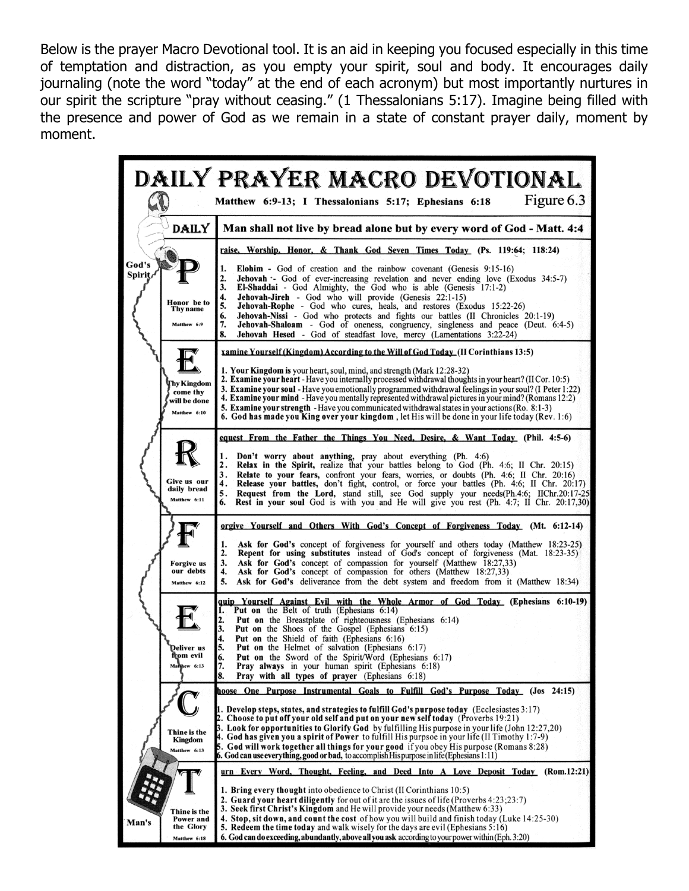Below is the prayer Macro Devotional tool. It is an aid in keeping you focused especially in this time of temptation and distraction, as you empty your spirit, soul and body. It encourages daily journaling (note the word "today" at the end of each acronym) but most importantly nurtures in our spirit the scripture "pray without ceasing." (1 Thessalonians 5:17). Imagine being filled with the presence and power of God as we remain in a state of constant prayer daily, moment by moment.

# DAILY PRAYER MACRO DEVOTIONAL

Matthew 6:9-13; I Thessalonians 5:17; Ephesians 6:18 — Figure 6.3

God's Spirit

**DAILY** — **Man shall not live by bread alone but by every word of God - Matt. 4:4**

## P — Honor be to Thy name (Matthew 6:9)

**Praise, Worship, Honor, & Thank God Seven Times Today (Ps. 119:64; 118:24)**

1. **Elohim** - God of creation and the rainbow covenant (Genesis 9:15-16)
2. **Jehovah** - God of ever-increasing revelation and never ending love (Exodus 34:5-7)
3. **El-Shaddai** - God Almighty, the God who is able (Genesis 17:1-2)
4. **Jehovah-Jireh** - God who will provide (Genesis 22:1-15)
5. **Jehovah-Rophe** - God who cures, heals, and restores (Exodus 15:22-26)
6. **Jehovah-Nissi** - God who protects and fights our battles (II Chronicles 20:1-19)
7. **Jehovah-Shaloam** - God of oneness, congruency, singleness and peace (Deut. 6:4-5)
8. **Jehovah Hesed** - God of steadfast love, mercy (Lamentations 3:22-24)

## E — Thy Kingdom come thy will be done (Matthew 6:10)

**Examine Yourself (Kingdom) According to the Will of God Today (II Corinthians 13:5)**

1. **Your Kingdom is** your heart, soul, mind, and strength (Mark 12:28-32)
2. **Examine your heart** - Have you internally processed withdrawal thoughts in your heart? (II Cor. 10:5)
3. **Examine your soul** - Have you emotionally programmed withdrawal feelings in your soul? (I Peter 1:22)
4. **Examine your mind** - Have you mentally represented withdrawal pictures in your mind? (Romans 12:2)
5. **Examine your strength** - Have you communicated withdrawal states in your actions (Ro. 8:1-3)
6. **God has made you King over your kingdom**, let His will be done in your life today (Rev. 1:6)

## R — Give us our daily bread (Matthew 6:11)

**Request From the Father the Things You Need, Desire, & Want Today (Phil. 4:5-6)**

1. **Don't worry about anything,** pray about everything (Ph. 4:6)
2. **Relax in the Spirit,** realize that your battles belong to God (Ph. 4:6; II Chr. 20:15)
3. **Relate to your fears,** confront your fears, worries, or doubts (Ph. 4:6; II Chr. 20:16)
4. **Release your battles,** don't fight, control, or force your battles (Ph. 4:6; II Chr. 20:17)
5. **Request from the Lord,** stand still, see God supply your needs(Ph.4:6; IIChr.20:17-25
6. **Rest in your soul** God is with you and He will give you rest (Ph. 4:7; II Chr. 20:17,30)

## F — Forgive us our debts (Matthew 6:12)

**Forgive Yourself and Others With God's Concept of Forgiveness Today (Mt. 6:12-14)**

1. **Ask for God's** concept of forgiveness for yourself and others today (Matthew 18:23-25)
2. **Repent for using substitutes** instead of God's concept of forgiveness (Mat. 18:23-35)
3. **Ask for God's** concept of compassion for yourself (Matthew 18:27,33)
4. **Ask for God's** concept of compassion for others (Matthew 18:27,33)
5. **Ask for God's** deliverance from the debt system and freedom from it (Matthew 18:34)

## E — Deliver us from evil (Matthew 6:13)

**Equip Yourself Against Evil with the Whole Armor of God Today (Ephesians 6:10-19)**

1. **Put on** the Belt of truth (Ephesians 6:14)
2. **Put on** the Breastplate of righteousness (Ephesians 6:14)
3. **Put on** the Shoes of the Gospel (Ephesians 6:15)
4. **Put on** the Shield of faith (Ephesians 6:16)
5. **Put on** the Helmet of salvation (Ephesians 6:17)
6. **Put on** the Sword of the Spirit/Word (Ephesians 6:17)
7. **Pray always** in your human spirit (Ephesians 6:18)
8. **Pray with all types of prayer** (Ephesians 6:18)

## C — Thine is the Kingdom (Matthew 6:13)

**Choose One Purpose Instrumental Goals to Fulfill God's Purpose Today (Jos 24:15)**

1. **Develop steps, states, and strategies to fulfill God's purpose today** (Ecclesiastes 3:17)
2. **Choose to put off your old self and put on your new self today** (Proverbs 19:21)
3. **Look for opportunities to Glorify God** by fulfilling His purpose in your life (John 12:27,20)
4. **God has given you a spirit of Power** to fulfill His purpsoe in your life (II Timothy 1:7-9)
5. **God will work together all things for your good** if you obey His purpose (Romans 8:28)
6. **God can use everything, good or bad,** to accomplish His purpose in life (Ephesians 1:11)

## T — Thine is the Power and the Glory (Matthew 6:18)

**Turn Every Word, Thought, Feeling, and Deed Into A Love Deposit Today (Rom.12:21)**

1. **Bring every thought** into obedience to Christ (II Corinthians 10:5)
2. **Guard your heart diligently** for out of it are the issues of life (Proverbs 4:23;23:7)
3. **Seek first Christ's Kingdom** and He will provide your needs (Matthew 6:33)
4. **Stop, sit down, and count the cost** of how you will build and finish today (Luke 14:25-30)
5. **Redeem the time today** and walk wisely for the days are evil (Ephesians 5:16)
6. **God can do exceeding, abundantly, above all you ask** according to your power within (Eph. 3:20)

Man's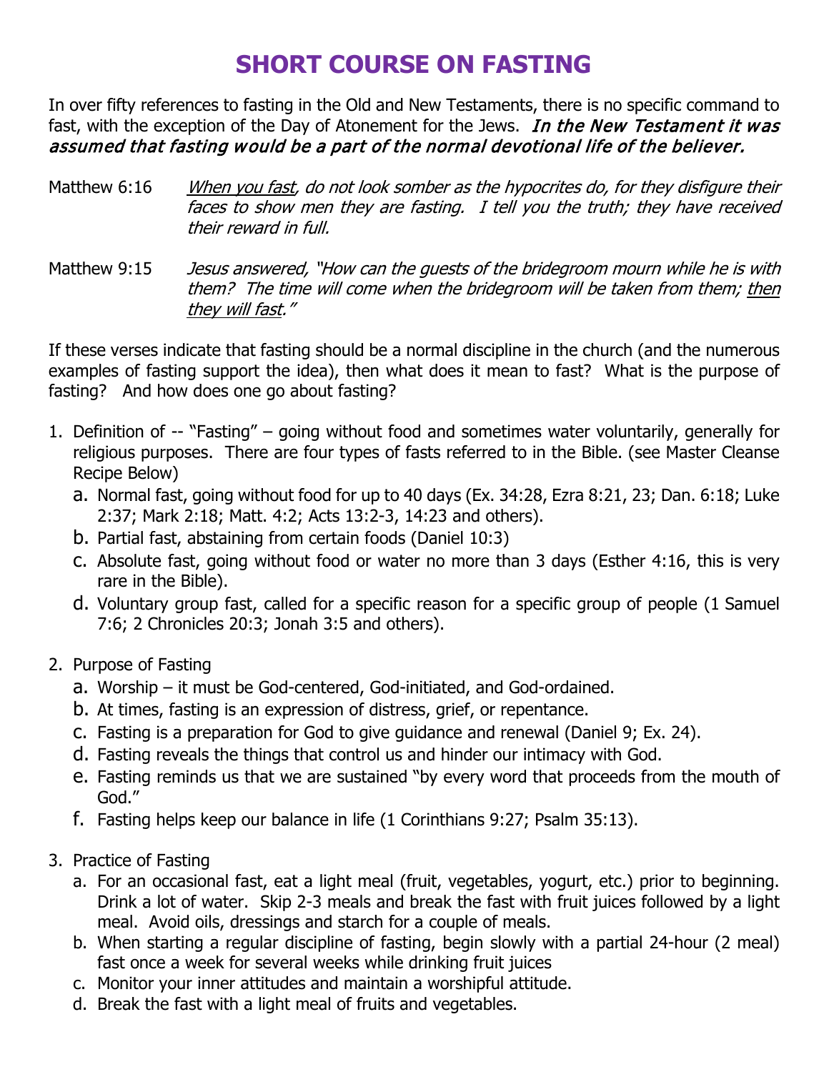# SHORT COURSE ON FASTING

In over fifty references to fasting in the Old and New Testaments, there is no specific command to fast, with the exception of the Day of Atonement for the Jews. ***In the New Testament it was assumed that fasting would be a part of the normal devotional life of the believer.***

Matthew 6:16 — *<u>When you fast</u>, do not look somber as the hypocrites do, for they disfigure their faces to show men they are fasting. I tell you the truth; they have received their reward in full.*

Matthew 9:15 — *Jesus answered, "How can the guests of the bridegroom mourn while he is with them? The time will come when the bridegroom will be taken from them; <u>then they will fast</u>."*

If these verses indicate that fasting should be a normal discipline in the church (and the numerous examples of fasting support the idea), then what does it mean to fast? What is the purpose of fasting? And how does one go about fasting?

1. Definition of -- "Fasting" – going without food and sometimes water voluntarily, generally for religious purposes. There are four types of fasts referred to in the Bible. (see Master Cleanse Recipe Below)
   a. Normal fast, going without food for up to 40 days (Ex. 34:28, Ezra 8:21, 23; Dan. 6:18; Luke 2:37; Mark 2:18; Matt. 4:2; Acts 13:2-3, 14:23 and others).
   b. Partial fast, abstaining from certain foods (Daniel 10:3)
   c. Absolute fast, going without food or water no more than 3 days (Esther 4:16, this is very rare in the Bible).
   d. Voluntary group fast, called for a specific reason for a specific group of people (1 Samuel 7:6; 2 Chronicles 20:3; Jonah 3:5 and others).

2. Purpose of Fasting
   a. Worship – it must be God-centered, God-initiated, and God-ordained.
   b. At times, fasting is an expression of distress, grief, or repentance.
   c. Fasting is a preparation for God to give guidance and renewal (Daniel 9; Ex. 24).
   d. Fasting reveals the things that control us and hinder our intimacy with God.
   e. Fasting reminds us that we are sustained "by every word that proceeds from the mouth of God."
   f. Fasting helps keep our balance in life (1 Corinthians 9:27; Psalm 35:13).

3. Practice of Fasting
   a. For an occasional fast, eat a light meal (fruit, vegetables, yogurt, etc.) prior to beginning. Drink a lot of water. Skip 2-3 meals and break the fast with fruit juices followed by a light meal. Avoid oils, dressings and starch for a couple of meals.
   b. When starting a regular discipline of fasting, begin slowly with a partial 24-hour (2 meal) fast once a week for several weeks while drinking fruit juices
   c. Monitor your inner attitudes and maintain a worshipful attitude.
   d. Break the fast with a light meal of fruits and vegetables.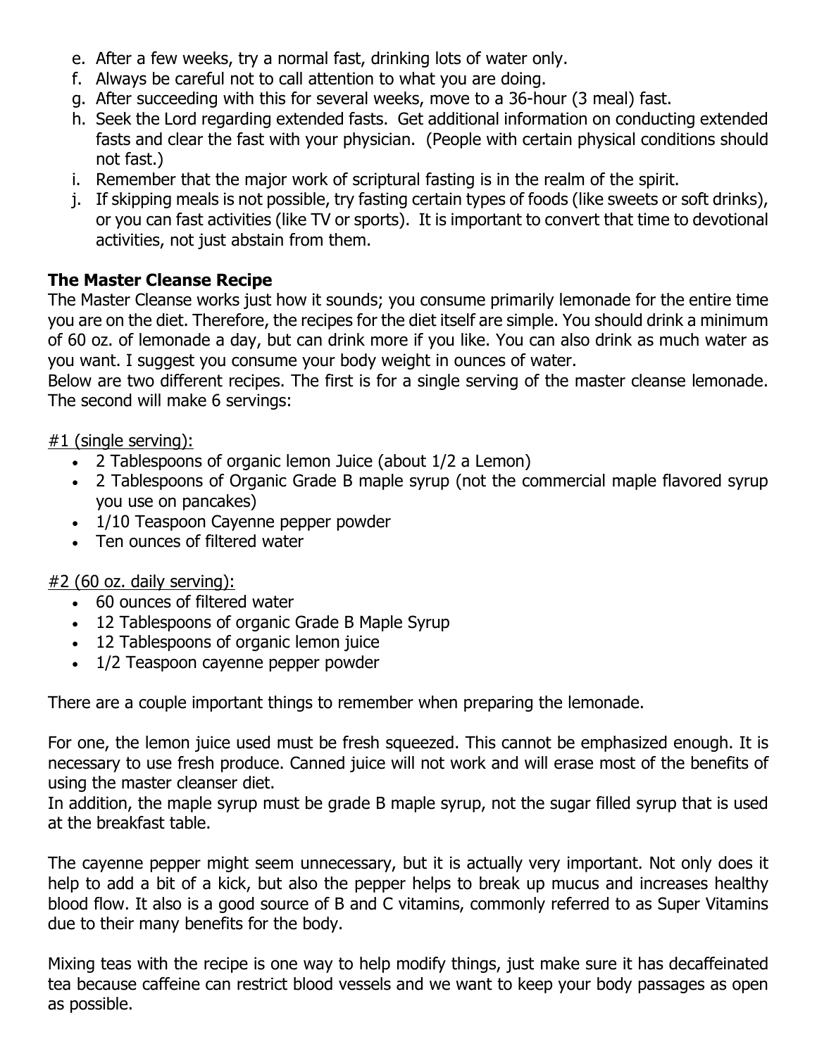e. After a few weeks, try a normal fast, drinking lots of water only.
f. Always be careful not to call attention to what you are doing.
g. After succeeding with this for several weeks, move to a 36-hour (3 meal) fast.
h. Seek the Lord regarding extended fasts. Get additional information on conducting extended fasts and clear the fast with your physician. (People with certain physical conditions should not fast.)
i. Remember that the major work of scriptural fasting is in the realm of the spirit.
j. If skipping meals is not possible, try fasting certain types of foods (like sweets or soft drinks), or you can fast activities (like TV or sports). It is important to convert that time to devotional activities, not just abstain from them.

**The Master Cleanse Recipe**

The Master Cleanse works just how it sounds; you consume primarily lemonade for the entire time you are on the diet. Therefore, the recipes for the diet itself are simple. You should drink a minimum of 60 oz. of lemonade a day, but can drink more if you like. You can also drink as much water as you want. I suggest you consume your body weight in ounces of water.

Below are two different recipes. The first is for a single serving of the master cleanse lemonade. The second will make 6 servings:

#1 (single serving):

- 2 Tablespoons of organic lemon Juice (about 1/2 a Lemon)
- 2 Tablespoons of Organic Grade B maple syrup (not the commercial maple flavored syrup you use on pancakes)
- 1/10 Teaspoon Cayenne pepper powder
- Ten ounces of filtered water

#2 (60 oz. daily serving):

- 60 ounces of filtered water
- 12 Tablespoons of organic Grade B Maple Syrup
- 12 Tablespoons of organic lemon juice
- 1/2 Teaspoon cayenne pepper powder

There are a couple important things to remember when preparing the lemonade.

For one, the lemon juice used must be fresh squeezed. This cannot be emphasized enough. It is necessary to use fresh produce. Canned juice will not work and will erase most of the benefits of using the master cleanser diet.

In addition, the maple syrup must be grade B maple syrup, not the sugar filled syrup that is used at the breakfast table.

The cayenne pepper might seem unnecessary, but it is actually very important. Not only does it help to add a bit of a kick, but also the pepper helps to break up mucus and increases healthy blood flow. It also is a good source of B and C vitamins, commonly referred to as Super Vitamins due to their many benefits for the body.

Mixing teas with the recipe is one way to help modify things, just make sure it has decaffeinated tea because caffeine can restrict blood vessels and we want to keep your body passages as open as possible.